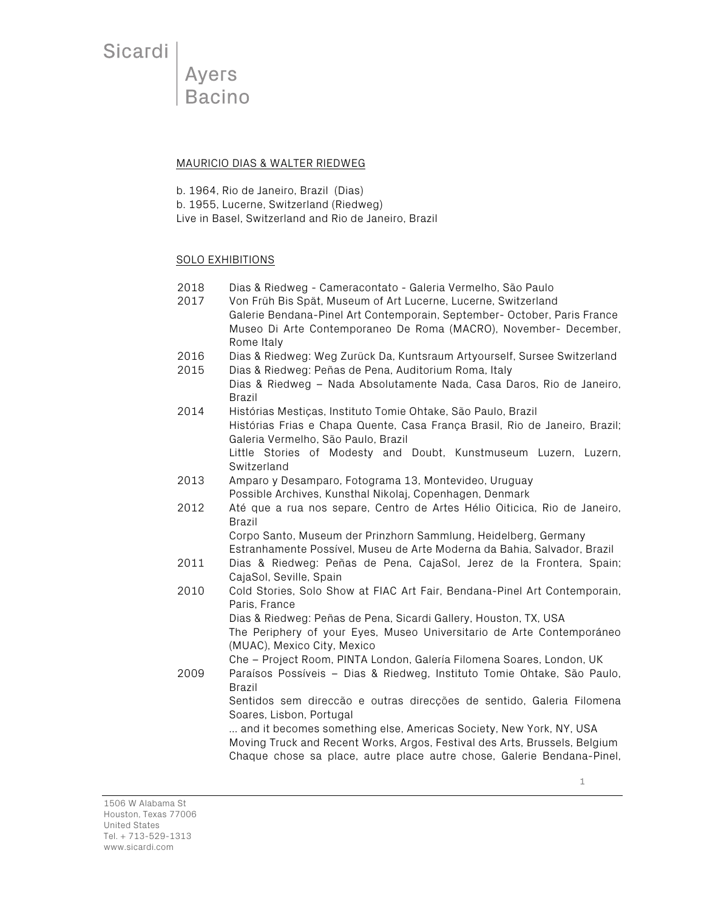Sicardi | Ayers Bacino

## MAURICIO DIAS & WALTER RIEDWEG

b. 1964, Rio de Janeiro, Brazil (Dias)
b. 1955, Lucerne, Switzerland (Riedweg)
Live in Basel, Switzerland and Rio de Janeiro, Brazil

## SOLO EXHIBITIONS

2018 Dias & Riedweg - Cameracontato - Galeria Vermelho, São Paulo

2017 Von Früh Bis Spät, Museum of Art Lucerne, Lucerne, Switzerland
Galerie Bendana-Pinel Art Contemporain, September- October, Paris France
Museo Di Arte Contemporaneo De Roma (MACRO), November- December, Rome Italy

2016 Dias & Riedweg: Weg Zurück Da, Kuntsraum Artyourself, Sursee Switzerland

2015 Dias & Riedweg: Peñas de Pena, Auditorium Roma, Italy
Dias & Riedweg – Nada Absolutamente Nada, Casa Daros, Rio de Janeiro, Brazil

2014 Histórias Mestiças, Instituto Tomie Ohtake, São Paulo, Brazil
Histórias Frias e Chapa Quente, Casa França Brasil, Rio de Janeiro, Brazil; Galeria Vermelho, São Paulo, Brazil
Little Stories of Modesty and Doubt, Kunstmuseum Luzern, Luzern, Switzerland

2013 Amparo y Desamparo, Fotograma 13, Montevideo, Uruguay
Possible Archives, Kunsthal Nikolaj, Copenhagen, Denmark

2012 Até que a rua nos separe, Centro de Artes Hélio Oiticica, Rio de Janeiro, Brazil
Corpo Santo, Museum der Prinzhorn Sammlung, Heidelberg, Germany
Estranhamente Possível, Museu de Arte Moderna da Bahia, Salvador, Brazil

2011 Dias & Riedweg: Peñas de Pena, CajaSol, Jerez de la Frontera, Spain; CajaSol, Seville, Spain

2010 Cold Stories, Solo Show at FIAC Art Fair, Bendana-Pinel Art Contemporain, Paris, France
Dias & Riedweg: Peñas de Pena, Sicardi Gallery, Houston, TX, USA
The Periphery of your Eyes, Museo Universitario de Arte Contemporáneo (MUAC), Mexico City, Mexico
Che – Project Room, PINTA London, Galería Filomena Soares, London, UK

2009 Paraísos Possíveis – Dias & Riedweg, Instituto Tomie Ohtake, São Paulo, Brazil
Sentidos sem direccão e outras direcções de sentido, Galeria Filomena Soares, Lisbon, Portugal
... and it becomes something else, Americas Society, New York, NY, USA
Moving Truck and Recent Works, Argos, Festival des Arts, Brussels, Belgium
Chaque chose sa place, autre place autre chose, Galerie Bendana-Pinel,

1506 W Alabama St
Houston, Texas 77006
United States
Tel. + 713-529-1313
www.sicardi.com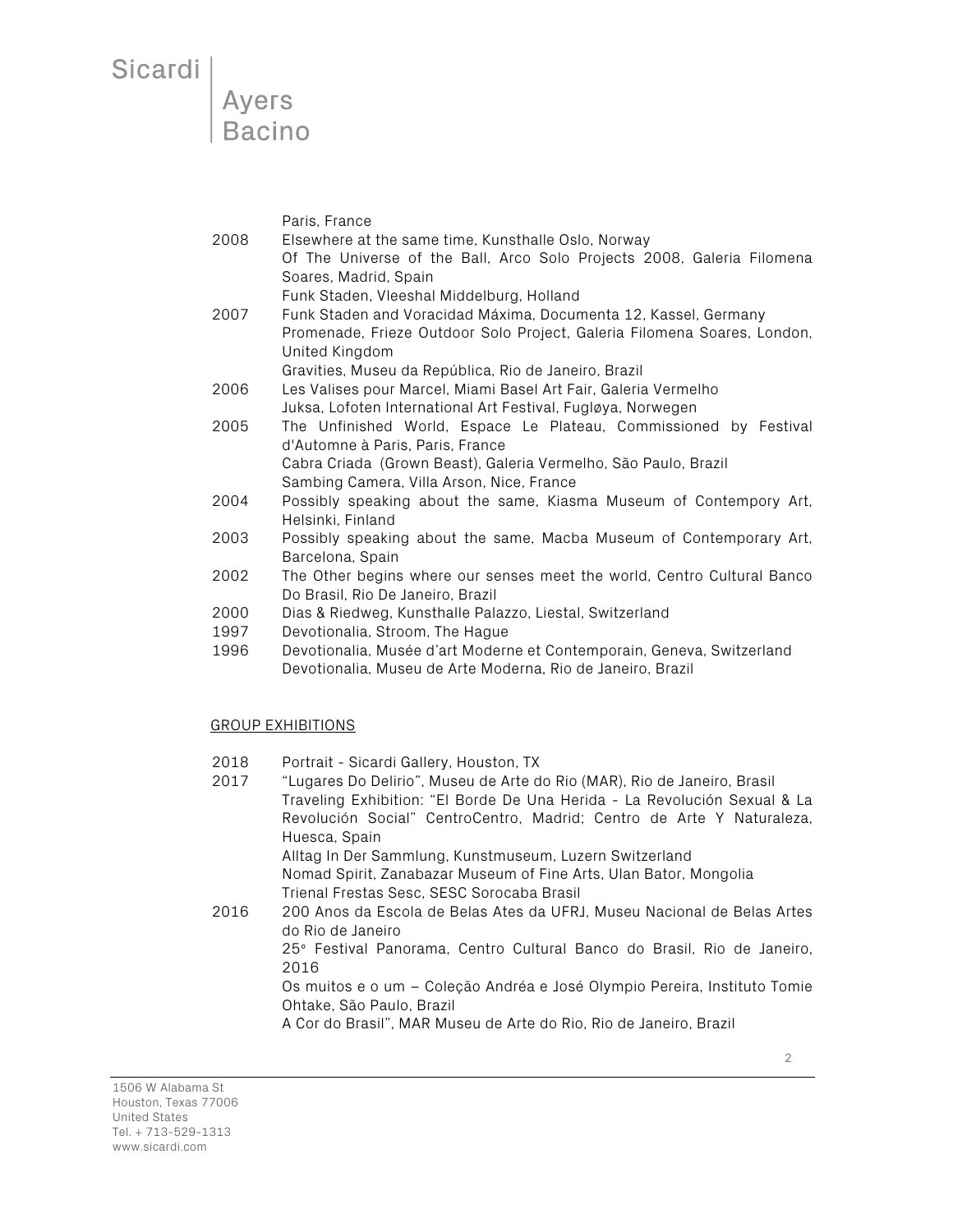| | |
|---|---|
| | Paris, France |
| 2008 | Elsewhere at the same time, Kunsthalle Oslo, Norway |
| | Of The Universe of the Ball, Arco Solo Projects 2008, Galeria Filomena Soares, Madrid, Spain |
| | Funk Staden, Vleeshal Middelburg, Holland |
| 2007 | Funk Staden and Voracidad Máxima, Documenta 12, Kassel, Germany |
| | Promenade, Frieze Outdoor Solo Project, Galeria Filomena Soares, London, United Kingdom |
| | Gravities, Museu da República, Rio de Janeiro, Brazil |
| 2006 | Les Valises pour Marcel, Miami Basel Art Fair, Galeria Vermelho |
| | Juksa, Lofoten International Art Festival, Fugløya, Norwegen |
| 2005 | The Unfinished World, Espace Le Plateau, Commissioned by Festival d'Automne à Paris, Paris, France |
| | Cabra Criada (Grown Beast), Galeria Vermelho, São Paulo, Brazil |
| | Sambing Camera, Villa Arson, Nice, France |
| 2004 | Possibly speaking about the same, Kiasma Museum of Contempory Art, Helsinki, Finland |
| 2003 | Possibly speaking about the same, Macba Museum of Contemporary Art, Barcelona, Spain |
| 2002 | The Other begins where our senses meet the world, Centro Cultural Banco Do Brasil, Rio De Janeiro, Brazil |
| 2000 | Dias & Riedweg, Kunsthalle Palazzo, Liestal, Switzerland |
| 1997 | Devotionalia, Stroom, The Hague |
| 1996 | Devotionalia, Musée d'art Moderne et Contemporain, Geneva, Switzerland |
| | Devotionalia, Museu de Arte Moderna, Rio de Janeiro, Brazil |

## GROUP EXHIBITIONS

| | |
|---|---|
| 2018 | Portrait - Sicardi Gallery, Houston, TX |
| 2017 | "Lugares Do Delirio", Museu de Arte do Rio (MAR), Rio de Janeiro, Brasil |
| | Traveling Exhibition: "El Borde De Una Herida - La Revolución Sexual & La Revolución Social" CentroCentro, Madrid; Centro de Arte Y Naturaleza, Huesca, Spain |
| | Alltag In Der Sammlung, Kunstmuseum, Luzern Switzerland |
| | Nomad Spirit, Zanabazar Museum of Fine Arts, Ulan Bator, Mongolia |
| | Trienal Frestas Sesc, SESC Sorocaba Brasil |
| 2016 | 200 Anos da Escola de Belas Ates da UFRJ, Museu Nacional de Belas Artes do Rio de Janeiro |
| | 25º Festival Panorama, Centro Cultural Banco do Brasil, Rio de Janeiro, 2016 |
| | Os muitos e o um – Coleção Andréa e José Olympio Pereira, Instituto Tomie Ohtake, São Paulo, Brazil |
| | A Cor do Brasil", MAR Museu de Arte do Rio, Rio de Janeiro, Brazil |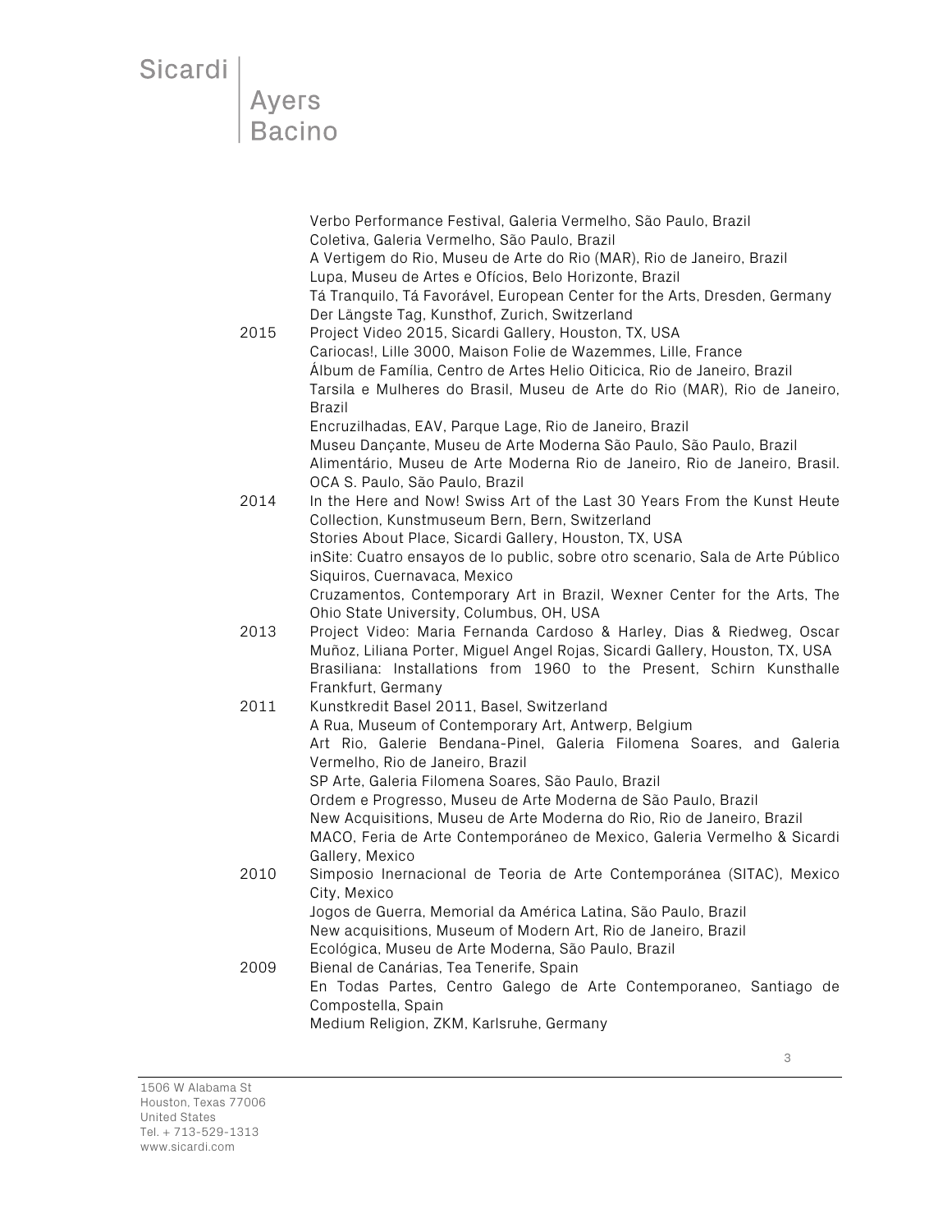Verbo Performance Festival, Galeria Vermelho, São Paulo, Brazil
Coletiva, Galeria Vermelho, São Paulo, Brazil
A Vertigem do Rio, Museu de Arte do Rio (MAR), Rio de Janeiro, Brazil
Lupa, Museu de Artes e Ofícios, Belo Horizonte, Brazil
Tá Tranquilo, Tá Favorável, European Center for the Arts, Dresden, Germany
Der Längste Tag, Kunsthof, Zurich, Switzerland

2015 Project Video 2015, Sicardi Gallery, Houston, TX, USA
Cariocas!, Lille 3000, Maison Folie de Wazemmes, Lille, France
Álbum de Família, Centro de Artes Helio Oiticica, Rio de Janeiro, Brazil
Tarsila e Mulheres do Brasil, Museu de Arte do Rio (MAR), Rio de Janeiro, Brazil
Encruzilhadas, EAV, Parque Lage, Rio de Janeiro, Brazil
Museu Dançante, Museu de Arte Moderna São Paulo, São Paulo, Brazil
Alimentário, Museu de Arte Moderna Rio de Janeiro, Rio de Janeiro, Brasil. OCA S. Paulo, São Paulo, Brazil

2014 In the Here and Now! Swiss Art of the Last 30 Years From the Kunst Heute Collection, Kunstmuseum Bern, Bern, Switzerland
Stories About Place, Sicardi Gallery, Houston, TX, USA
inSite: Cuatro ensayos de lo public, sobre otro scenario, Sala de Arte Público Siquiros, Cuernavaca, Mexico
Cruzamentos, Contemporary Art in Brazil, Wexner Center for the Arts, The Ohio State University, Columbus, OH, USA

2013 Project Video: Maria Fernanda Cardoso & Harley, Dias & Riedweg, Oscar Muñoz, Liliana Porter, Miguel Angel Rojas, Sicardi Gallery, Houston, TX, USA
Brasiliana: Installations from 1960 to the Present, Schirn Kunsthalle Frankfurt, Germany

2011 Kunstkredit Basel 2011, Basel, Switzerland
A Rua, Museum of Contemporary Art, Antwerp, Belgium
Art Rio, Galerie Bendana-Pinel, Galeria Filomena Soares, and Galeria Vermelho, Rio de Janeiro, Brazil
SP Arte, Galeria Filomena Soares, São Paulo, Brazil
Ordem e Progresso, Museu de Arte Moderna de São Paulo, Brazil
New Acquisitions, Museu de Arte Moderna do Rio, Rio de Janeiro, Brazil
MACO, Feria de Arte Contemporáneo de Mexico, Galeria Vermelho & Sicardi Gallery, Mexico

2010 Simposio Inernacional de Teoria de Arte Contemporánea (SITAC), Mexico City, Mexico
Jogos de Guerra, Memorial da América Latina, São Paulo, Brazil
New acquisitions, Museum of Modern Art, Rio de Janeiro, Brazil
Ecológica, Museu de Arte Moderna, São Paulo, Brazil

2009 Bienal de Canárias, Tea Tenerife, Spain
En Todas Partes, Centro Galego de Arte Contemporaneo, Santiago de Compostella, Spain
Medium Religion, ZKM, Karlsruhe, Germany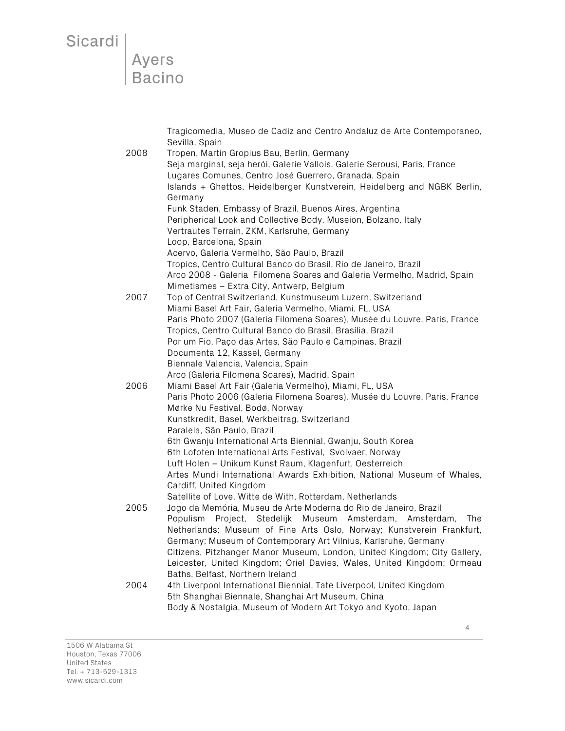Tragicomedia, Museo de Cadiz and Centro Andaluz de Arte Contemporaneo, Sevilla, Spain

2008 Tropen, Martin Gropius Bau, Berlin, Germany
Seja marginal, seja herói, Galerie Vallois, Galerie Serousi, Paris, France
Lugares Comunes, Centro José Guerrero, Granada, Spain
Islands + Ghettos, Heidelberger Kunstverein, Heidelberg and NGBK Berlin, Germany
Funk Staden, Embassy of Brazil, Buenos Aires, Argentina
Peripherical Look and Collective Body, Museion, Bolzano, Italy
Vertrautes Terrain, ZKM, Karlsruhe, Germany
Loop, Barcelona, Spain
Acervo, Galeria Vermelho, São Paulo, Brazil
Tropics, Centro Cultural Banco do Brasil, Rio de Janeiro, Brazil
Arco 2008 - Galeria Filomena Soares and Galeria Vermelho, Madrid, Spain
Mimetismes – Extra City, Antwerp, Belgium

2007 Top of Central Switzerland, Kunstmuseum Luzern, Switzerland
Miami Basel Art Fair, Galeria Vermelho, Miami, FL, USA
Paris Photo 2007 (Galeria Filomena Soares), Musée du Louvre, Paris, France
Tropics, Centro Cultural Banco do Brasil, Brasília, Brazil
Por um Fio, Paço das Artes, São Paulo e Campinas, Brazil
Documenta 12, Kassel, Germany
Biennale Valencia, Valencia, Spain
Arco (Galeria Filomena Soares), Madrid, Spain

2006 Miami Basel Art Fair (Galeria Vermelho), Miami, FL, USA
Paris Photo 2006 (Galeria Filomena Soares), Musée du Louvre, Paris, France
Mørke Nu Festival, Bodø, Norway
Kunstkredit, Basel, Werkbeitrag, Switzerland
Paralela, São Paulo, Brazil
6th Gwanju International Arts Biennial, Gwanju, South Korea
6th Lofoten International Arts Festival, Svolvaer, Norway
Luft Holen – Unikum Kunst Raum, Klagenfurt, Oesterreich
Artes Mundi International Awards Exhibition, National Museum of Whales, Cardiff, United Kingdom
Satellite of Love, Witte de With, Rotterdam, Netherlands

2005 Jogo da Memória, Museu de Arte Moderna do Rio de Janeiro, Brazil
Populism Project, Stedelijk Museum Amsterdam, Amsterdam, The Netherlands; Museum of Fine Arts Oslo, Norway; Kunstverein Frankfurt, Germany; Museum of Contemporary Art Vilnius, Karlsruhe, Germany
Citizens, Pitzhanger Manor Museum, London, United Kingdom; City Gallery, Leicester, United Kingdom; Oriel Davies, Wales, United Kingdom; Ormeau Baths, Belfast, Northern Ireland

2004 4th Liverpool International Biennial, Tate Liverpool, United Kingdom
5th Shanghai Biennale, Shanghai Art Museum, China
Body & Nostalgia, Museum of Modern Art Tokyo and Kyoto, Japan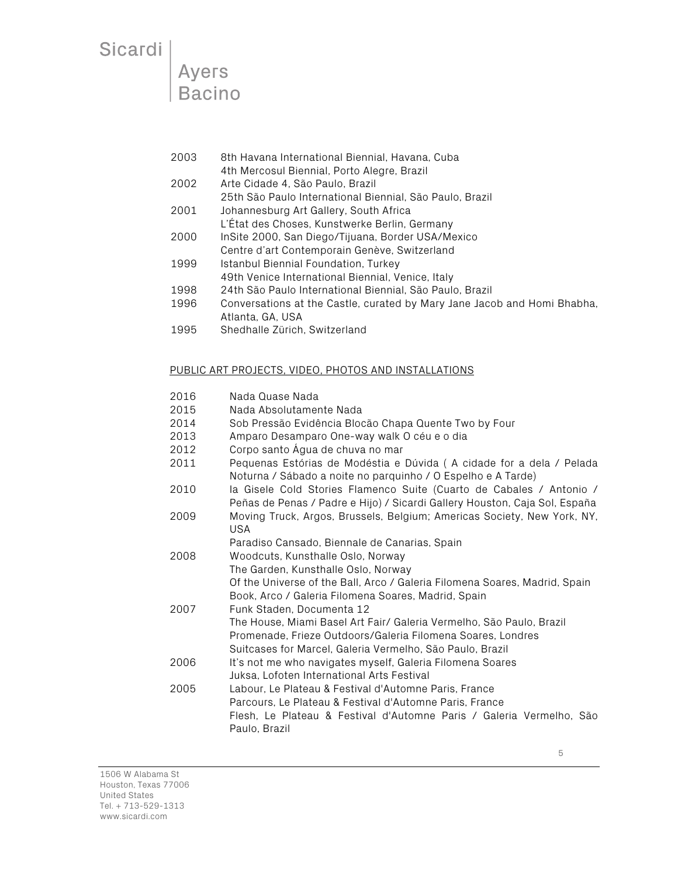| | |
|---|---|
| 2003 | 8th Havana International Biennial, Havana, Cuba |
| | 4th Mercosul Biennial, Porto Alegre, Brazil |
| 2002 | Arte Cidade 4, São Paulo, Brazil |
| | 25th São Paulo International Biennial, São Paulo, Brazil |
| 2001 | Johannesburg Art Gallery, South Africa |
| | L'État des Choses, Kunstwerke Berlin, Germany |
| 2000 | InSite 2000, San Diego/Tijuana, Border USA/Mexico |
| | Centre d'art Contemporain Genève, Switzerland |
| 1999 | Istanbul Biennial Foundation, Turkey |
| | 49th Venice International Biennial, Venice, Italy |
| 1998 | 24th São Paulo International Biennial, São Paulo, Brazil |
| 1996 | Conversations at the Castle, curated by Mary Jane Jacob and Homi Bhabha, Atlanta, GA, USA |
| 1995 | Shedhalle Zürich, Switzerland |

PUBLIC ART PROJECTS, VIDEO, PHOTOS AND INSTALLATIONS

| | |
|---|---|
| 2016 | Nada Quase Nada |
| 2015 | Nada Absolutamente Nada |
| 2014 | Sob Pressão Evidência Blocão Chapa Quente Two by Four |
| 2013 | Amparo Desamparo One-way walk O céu e o dia |
| 2012 | Corpo santo Água de chuva no mar |
| 2011 | Pequenas Estórias de Modéstia e Dúvida ( A cidade for a dela / Pelada Noturna / Sábado a noite no parquinho / O Espelho e A Tarde) |
| 2010 | la Gisele Cold Stories Flamenco Suite (Cuarto de Cabales / Antonio / Peñas de Penas / Padre e Hijo) / Sicardi Gallery Houston, Caja Sol, España |
| 2009 | Moving Truck, Argos, Brussels, Belgium; Americas Society, New York, NY, USA |
| | Paradiso Cansado, Biennale de Canarias, Spain |
| 2008 | Woodcuts, Kunsthalle Oslo, Norway |
| | The Garden, Kunsthalle Oslo, Norway |
| | Of the Universe of the Ball, Arco / Galeria Filomena Soares, Madrid, Spain |
| | Book, Arco / Galeria Filomena Soares, Madrid, Spain |
| 2007 | Funk Staden, Documenta 12 |
| | The House, Miami Basel Art Fair/ Galeria Vermelho, São Paulo, Brazil |
| | Promenade, Frieze Outdoors/Galeria Filomena Soares, Londres |
| | Suitcases for Marcel, Galeria Vermelho, São Paulo, Brazil |
| 2006 | It's not me who navigates myself, Galeria Filomena Soares |
| | Juksa, Lofoten International Arts Festival |
| 2005 | Labour, Le Plateau & Festival d'Automne Paris, France |
| | Parcours, Le Plateau & Festival d'Automne Paris, France |
| | Flesh, Le Plateau & Festival d'Automne Paris / Galeria Vermelho, São Paulo, Brazil |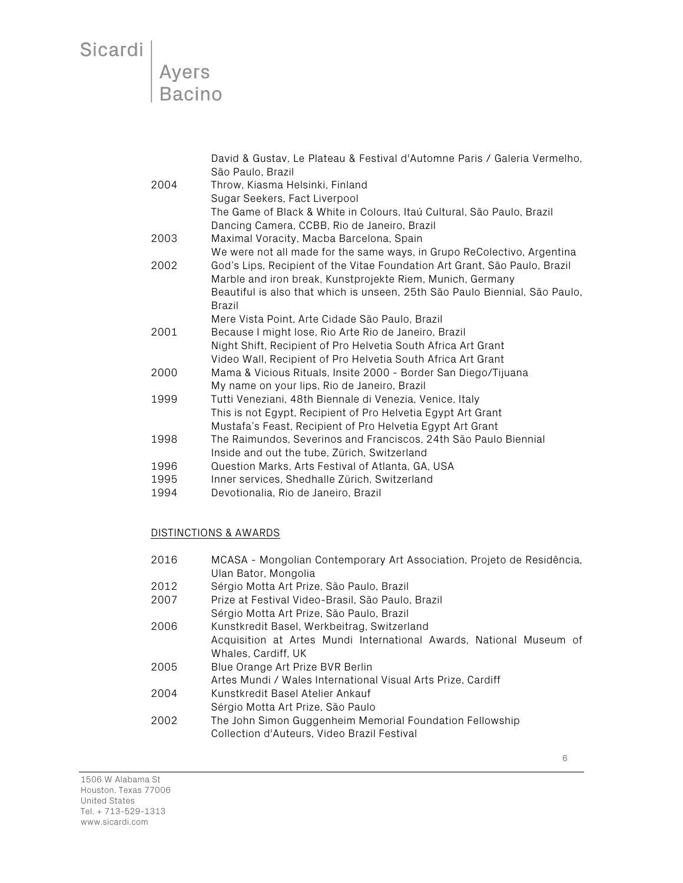| | |
|---|---|
| | David & Gustav, Le Plateau & Festival d'Automne Paris / Galeria Vermelho, São Paulo, Brazil |
| 2004 | Throw, Kiasma Helsinki, Finland |
| | Sugar Seekers, Fact Liverpool |
| | The Game of Black & White in Colours, Itaú Cultural, São Paulo, Brazil |
| | Dancing Camera, CCBB, Rio de Janeiro, Brazil |
| 2003 | Maximal Voracity, Macba Barcelona, Spain |
| | We were not all made for the same ways, in Grupo ReColectivo, Argentina |
| 2002 | God's Lips, Recipient of the Vitae Foundation Art Grant, São Paulo, Brazil |
| | Marble and iron break, Kunstprojekte Riem, Munich, Germany |
| | Beautiful is also that which is unseen, 25th São Paulo Biennial, São Paulo, Brazil |
| | Mere Vista Point, Arte Cidade São Paulo, Brazil |
| 2001 | Because I might lose, Rio Arte Rio de Janeiro, Brazil |
| | Night Shift, Recipient of Pro Helvetia South Africa Art Grant |
| | Video Wall, Recipient of Pro Helvetia South Africa Art Grant |
| 2000 | Mama & Vicious Rituals, Insite 2000 - Border San Diego/Tijuana |
| | My name on your lips, Rio de Janeiro, Brazil |
| 1999 | Tutti Veneziani, 48th Biennale di Venezia, Venice, Italy |
| | This is not Egypt, Recipient of Pro Helvetia Egypt Art Grant |
| | Mustafa's Feast, Recipient of Pro Helvetia Egypt Art Grant |
| 1998 | The Raimundos, Severinos and Franciscos, 24th São Paulo Biennial |
| | Inside and out the tube, Zürich, Switzerland |
| 1996 | Question Marks, Arts Festival of Atlanta, GA, USA |
| 1995 | Inner services, Shedhalle Zürich, Switzerland |
| 1994 | Devotionalia, Rio de Janeiro, Brazil |

## DISTINCTIONS & AWARDS

| | |
|---|---|
| 2016 | MCASA - Mongolian Contemporary Art Association, Projeto de Residência, Ulan Bator, Mongolia |
| 2012 | Sérgio Motta Art Prize, São Paulo, Brazil |
| 2007 | Prize at Festival Video-Brasil, São Paulo, Brazil |
| | Sérgio Motta Art Prize, São Paulo, Brazil |
| 2006 | Kunstkredit Basel, Werkbeitrag, Switzerland |
| | Acquisition at Artes Mundi International Awards, National Museum of Whales, Cardiff, UK |
| 2005 | Blue Orange Art Prize BVR Berlin |
| | Artes Mundi / Wales International Visual Arts Prize, Cardiff |
| 2004 | Kunstkredit Basel Atelier Ankauf |
| | Sérgio Motta Art Prize, São Paulo |
| 2002 | The John Simon Guggenheim Memorial Foundation Fellowship |
| | Collection d'Auteurs, Video Brazil Festival |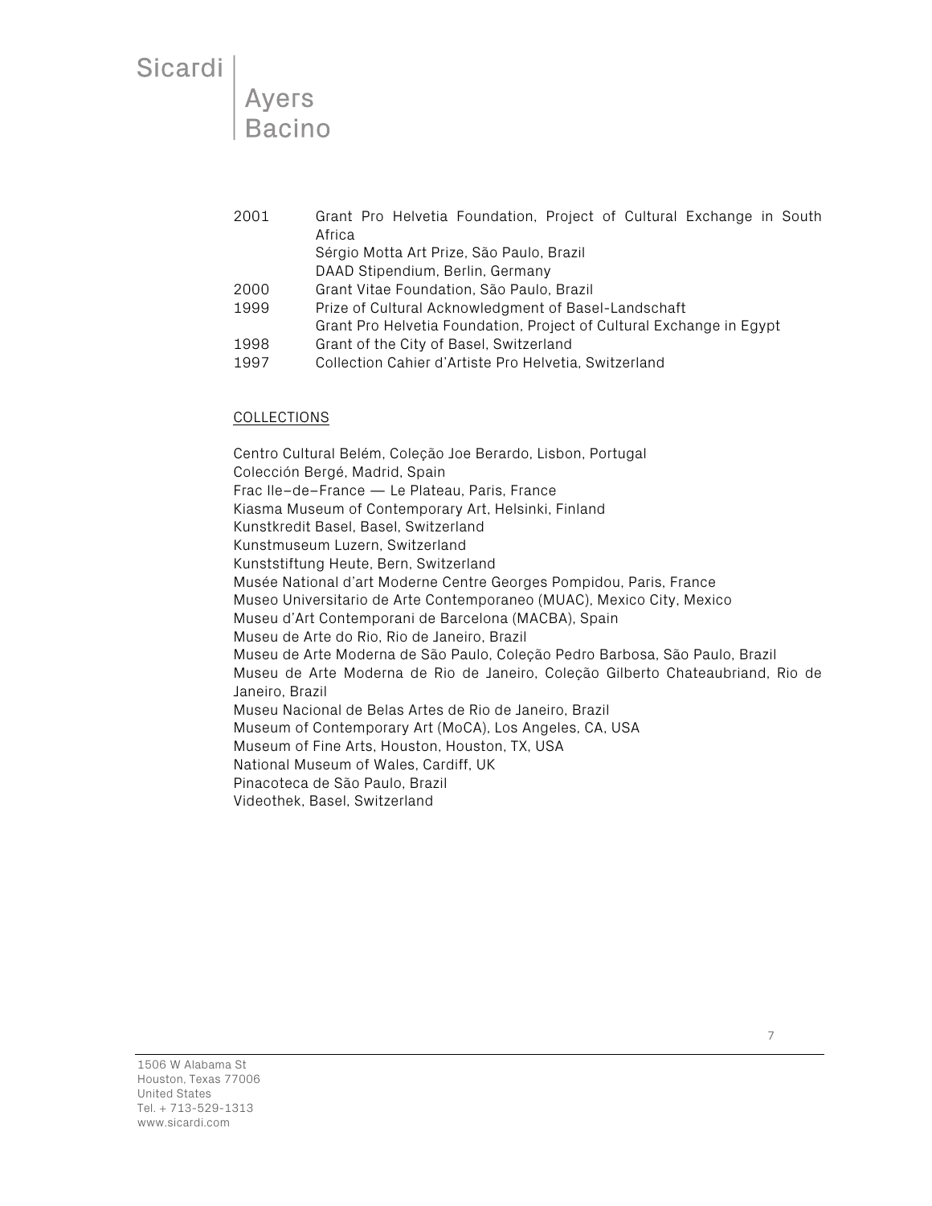| | |
|---|---|
| 2001 | Grant Pro Helvetia Foundation, Project of Cultural Exchange in South Africa |
| | Sérgio Motta Art Prize, São Paulo, Brazil |
| | DAAD Stipendium, Berlin, Germany |
| 2000 | Grant Vitae Foundation, São Paulo, Brazil |
| 1999 | Prize of Cultural Acknowledgment of Basel-Landschaft |
| | Grant Pro Helvetia Foundation, Project of Cultural Exchange in Egypt |
| 1998 | Grant of the City of Basel, Switzerland |
| 1997 | Collection Cahier d'Artiste Pro Helvetia, Switzerland |

## COLLECTIONS

Centro Cultural Belém, Coleção Joe Berardo, Lisbon, Portugal
Colección Bergé, Madrid, Spain
Frac Ile–de–France — Le Plateau, Paris, France
Kiasma Museum of Contemporary Art, Helsinki, Finland
Kunstkredit Basel, Basel, Switzerland
Kunstmuseum Luzern, Switzerland
Kunststiftung Heute, Bern, Switzerland
Musée National d'art Moderne Centre Georges Pompidou, Paris, France
Museo Universitario de Arte Contemporaneo (MUAC), Mexico City, Mexico
Museu d'Art Contemporani de Barcelona (MACBA), Spain
Museu de Arte do Rio, Rio de Janeiro, Brazil
Museu de Arte Moderna de São Paulo, Coleção Pedro Barbosa, São Paulo, Brazil
Museu de Arte Moderna de Rio de Janeiro, Coleção Gilberto Chateaubriand, Rio de Janeiro, Brazil
Museu Nacional de Belas Artes de Rio de Janeiro, Brazil
Museum of Contemporary Art (MoCA), Los Angeles, CA, USA
Museum of Fine Arts, Houston, Houston, TX, USA
National Museum of Wales, Cardiff, UK
Pinacoteca de São Paulo, Brazil
Videothek, Basel, Switzerland